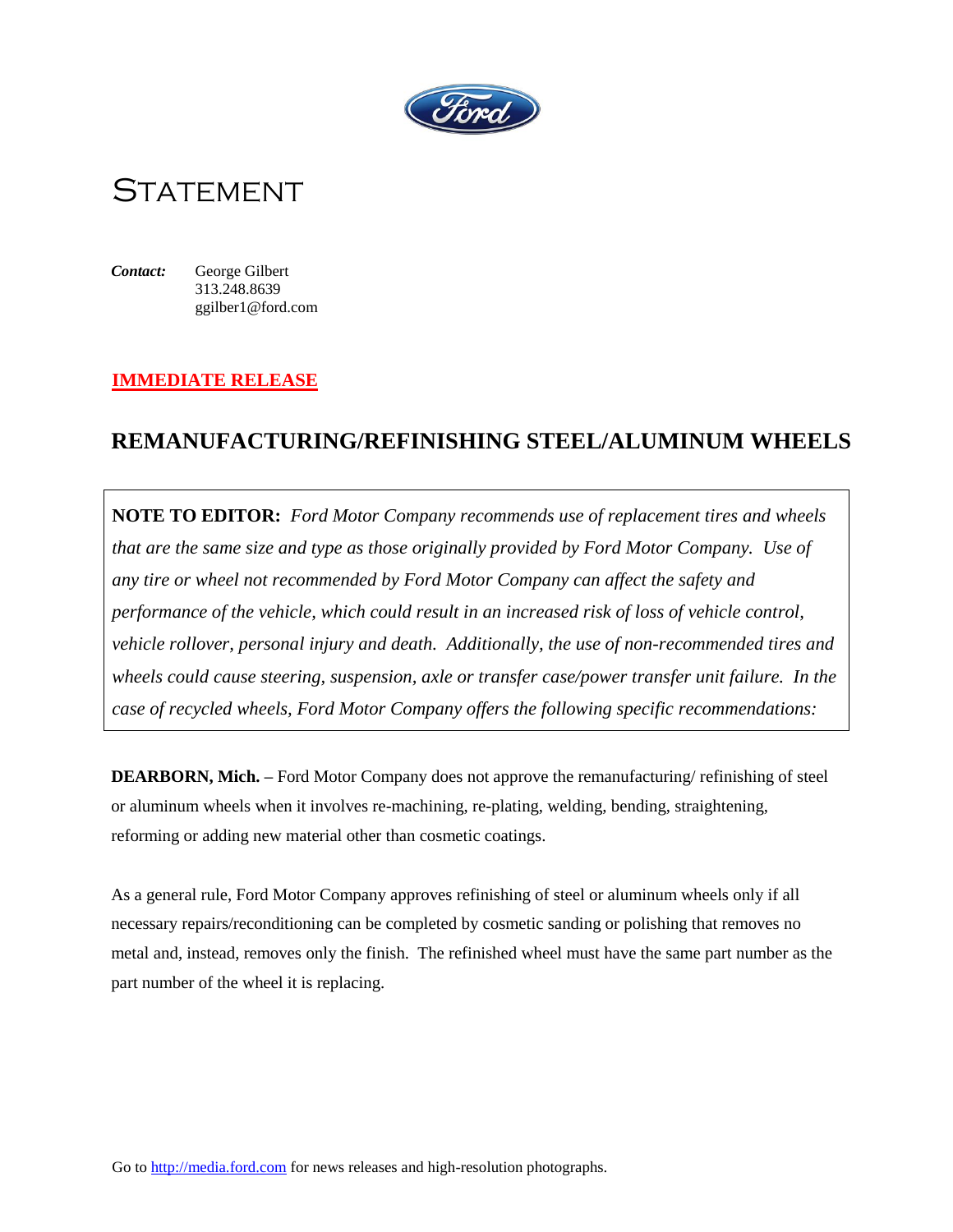# STATEMENT

***Contact:*** George Gilbert
313.248.8639
ggilber1@ford.com

**IMMEDIATE RELEASE**

## REMANUFACTURING/REFINISHING STEEL/ALUMINUM WHEELS

**NOTE TO EDITOR:** *Ford Motor Company recommends use of replacement tires and wheels that are the same size and type as those originally provided by Ford Motor Company. Use of any tire or wheel not recommended by Ford Motor Company can affect the safety and performance of the vehicle, which could result in an increased risk of loss of vehicle control, vehicle rollover, personal injury and death. Additionally, the use of non-recommended tires and wheels could cause steering, suspension, axle or transfer case/power transfer unit failure. In the case of recycled wheels, Ford Motor Company offers the following specific recommendations:*

**DEARBORN, Mich. –** Ford Motor Company does not approve the remanufacturing/ refinishing of steel or aluminum wheels when it involves re-machining, re-plating, welding, bending, straightening, reforming or adding new material other than cosmetic coatings.

As a general rule, Ford Motor Company approves refinishing of steel or aluminum wheels only if all necessary repairs/reconditioning can be completed by cosmetic sanding or polishing that removes no metal and, instead, removes only the finish. The refinished wheel must have the same part number as the part number of the wheel it is replacing.

Go to http://media.ford.com for news releases and high-resolution photographs.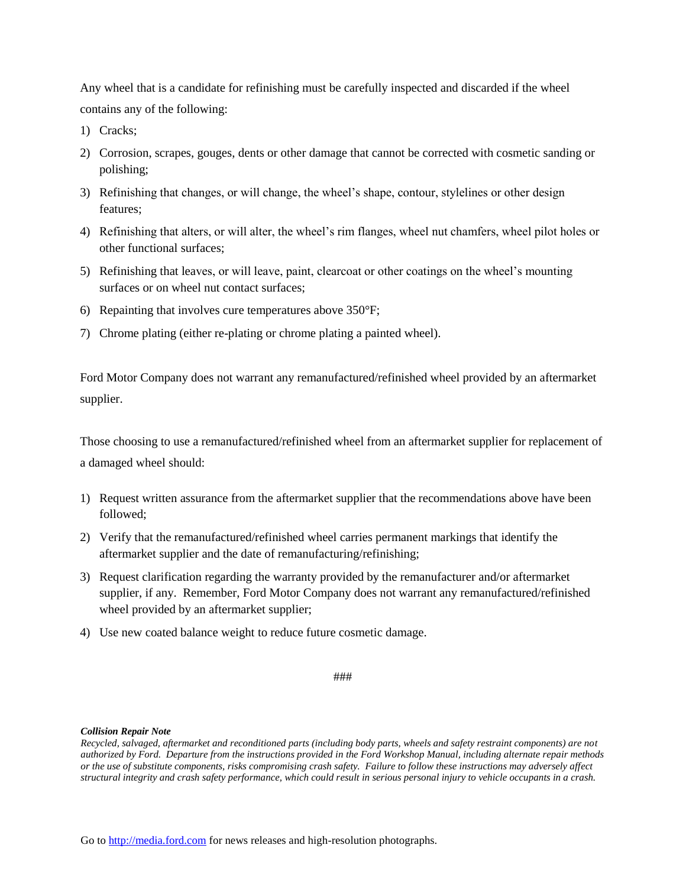Any wheel that is a candidate for refinishing must be carefully inspected and discarded if the wheel contains any of the following:

1) Cracks;
2) Corrosion, scrapes, gouges, dents or other damage that cannot be corrected with cosmetic sanding or polishing;
3) Refinishing that changes, or will change, the wheel's shape, contour, stylelines or other design features;
4) Refinishing that alters, or will alter, the wheel's rim flanges, wheel nut chamfers, wheel pilot holes or other functional surfaces;
5) Refinishing that leaves, or will leave, paint, clearcoat or other coatings on the wheel's mounting surfaces or on wheel nut contact surfaces;
6) Repainting that involves cure temperatures above 350°F;
7) Chrome plating (either re-plating or chrome plating a painted wheel).

Ford Motor Company does not warrant any remanufactured/refinished wheel provided by an aftermarket supplier.

Those choosing to use a remanufactured/refinished wheel from an aftermarket supplier for replacement of a damaged wheel should:

1) Request written assurance from the aftermarket supplier that the recommendations above have been followed;
2) Verify that the remanufactured/refinished wheel carries permanent markings that identify the aftermarket supplier and the date of remanufacturing/refinishing;
3) Request clarification regarding the warranty provided by the remanufacturer and/or aftermarket supplier, if any. Remember, Ford Motor Company does not warrant any remanufactured/refinished wheel provided by an aftermarket supplier;
4) Use new coated balance weight to reduce future cosmetic damage.

###

***Collision Repair Note***

*Recycled, salvaged, aftermarket and reconditioned parts (including body parts, wheels and safety restraint components) are not authorized by Ford. Departure from the instructions provided in the Ford Workshop Manual, including alternate repair methods or the use of substitute components, risks compromising crash safety. Failure to follow these instructions may adversely affect structural integrity and crash safety performance, which could result in serious personal injury to vehicle occupants in a crash.*

Go to [http://media.ford.com](http://media.ford.com) for news releases and high-resolution photographs.